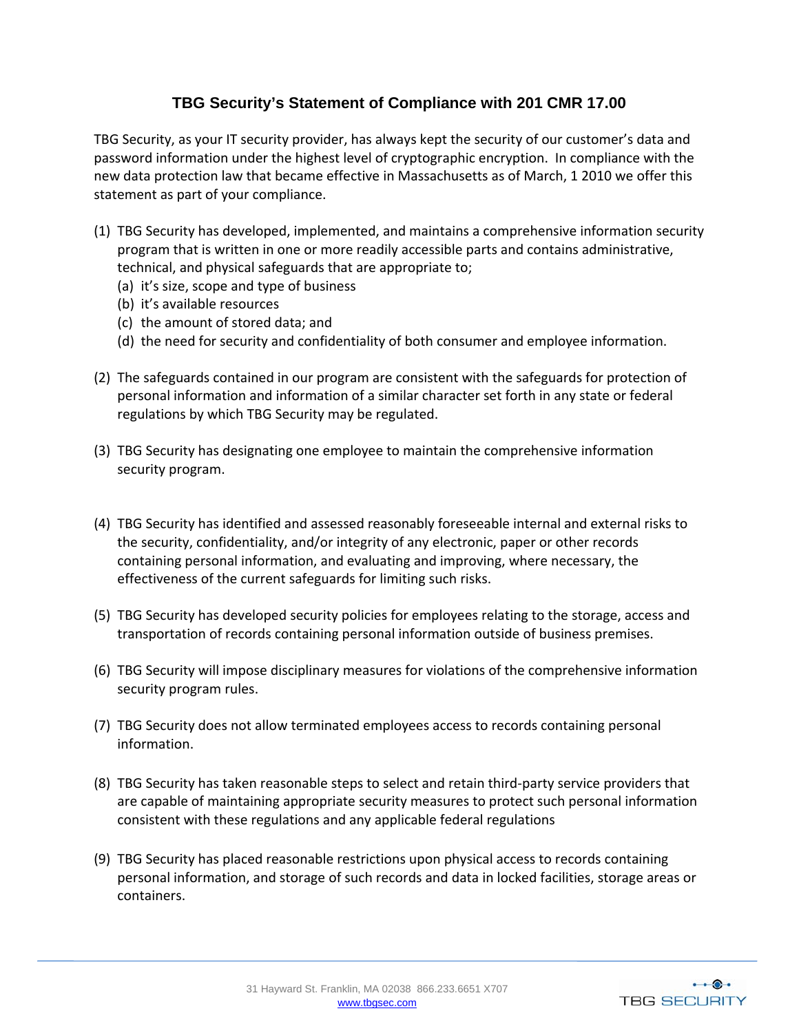# TBG Security's Statement of Compliance with 201 CMR 17.00

TBG Security, as your IT security provider, has always kept the security of our customer's data and password information under the highest level of cryptographic encryption. In compliance with the new data protection law that became effective in Massachusetts as of March, 1 2010 we offer this statement as part of your compliance.

(1) TBG Security has developed, implemented, and maintains a comprehensive information security program that is written in one or more readily accessible parts and contains administrative, technical, and physical safeguards that are appropriate to;
   (a) it's size, scope and type of business
   (b) it's available resources
   (c) the amount of stored data; and
   (d) the need for security and confidentiality of both consumer and employee information.

(2) The safeguards contained in our program are consistent with the safeguards for protection of personal information and information of a similar character set forth in any state or federal regulations by which TBG Security may be regulated.

(3) TBG Security has designating one employee to maintain the comprehensive information security program.

(4) TBG Security has identified and assessed reasonably foreseeable internal and external risks to the security, confidentiality, and/or integrity of any electronic, paper or other records containing personal information, and evaluating and improving, where necessary, the effectiveness of the current safeguards for limiting such risks.

(5) TBG Security has developed security policies for employees relating to the storage, access and transportation of records containing personal information outside of business premises.

(6) TBG Security will impose disciplinary measures for violations of the comprehensive information security program rules.

(7) TBG Security does not allow terminated employees access to records containing personal information.

(8) TBG Security has taken reasonable steps to select and retain third-party service providers that are capable of maintaining appropriate security measures to protect such personal information consistent with these regulations and any applicable federal regulations

(9) TBG Security has placed reasonable restrictions upon physical access to records containing personal information, and storage of such records and data in locked facilities, storage areas or containers.

31 Hayward St. Franklin, MA 02038 866.233.6651 X707
www.tbgsec.com

TBG SECURITY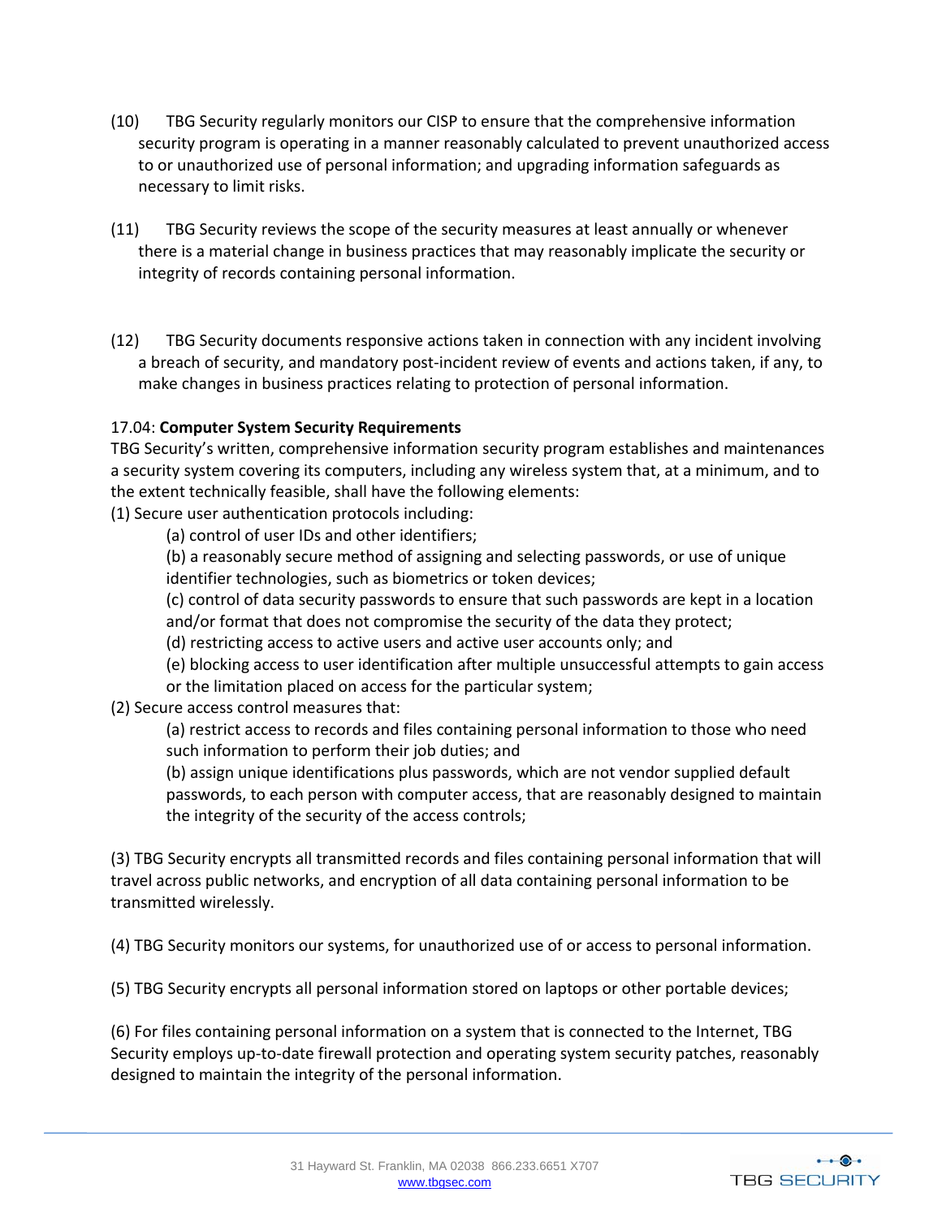(10) TBG Security regularly monitors our CISP to ensure that the comprehensive information security program is operating in a manner reasonably calculated to prevent unauthorized access to or unauthorized use of personal information; and upgrading information safeguards as necessary to limit risks.

(11) TBG Security reviews the scope of the security measures at least annually or whenever there is a material change in business practices that may reasonably implicate the security or integrity of records containing personal information.

(12) TBG Security documents responsive actions taken in connection with any incident involving a breach of security, and mandatory post-incident review of events and actions taken, if any, to make changes in business practices relating to protection of personal information.

17.04: **Computer System Security Requirements**

TBG Security's written, comprehensive information security program establishes and maintenances a security system covering its computers, including any wireless system that, at a minimum, and to the extent technically feasible, shall have the following elements:

(1) Secure user authentication protocols including:

- (a) control of user IDs and other identifiers;
- (b) a reasonably secure method of assigning and selecting passwords, or use of unique identifier technologies, such as biometrics or token devices;
- (c) control of data security passwords to ensure that such passwords are kept in a location and/or format that does not compromise the security of the data they protect;
- (d) restricting access to active users and active user accounts only; and
- (e) blocking access to user identification after multiple unsuccessful attempts to gain access or the limitation placed on access for the particular system;

(2) Secure access control measures that:

- (a) restrict access to records and files containing personal information to those who need such information to perform their job duties; and
- (b) assign unique identifications plus passwords, which are not vendor supplied default passwords, to each person with computer access, that are reasonably designed to maintain the integrity of the security of the access controls;

(3) TBG Security encrypts all transmitted records and files containing personal information that will travel across public networks, and encryption of all data containing personal information to be transmitted wirelessly.

(4) TBG Security monitors our systems, for unauthorized use of or access to personal information.

(5) TBG Security encrypts all personal information stored on laptops or other portable devices;

(6) For files containing personal information on a system that is connected to the Internet, TBG Security employs up-to-date firewall protection and operating system security patches, reasonably designed to maintain the integrity of the personal information.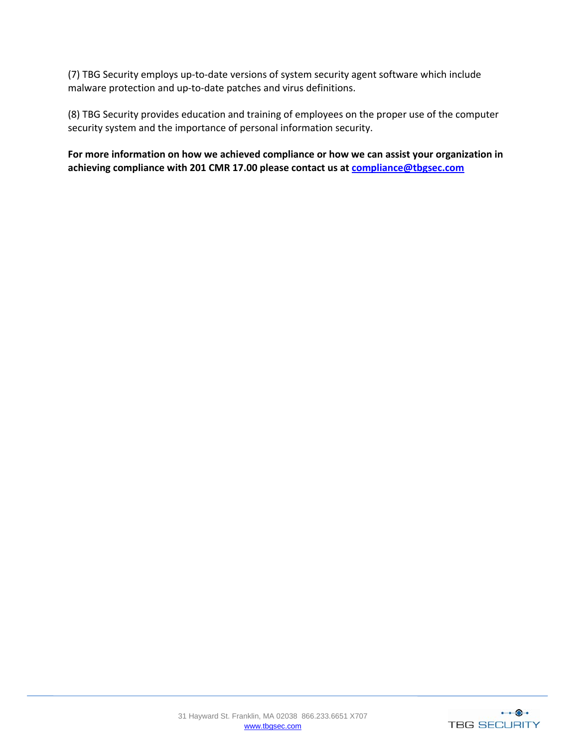(7) TBG Security employs up-to-date versions of system security agent software which include malware protection and up-to-date patches and virus definitions.

(8) TBG Security provides education and training of employees on the proper use of the computer security system and the importance of personal information security.

**For more information on how we achieved compliance or how we can assist your organization in achieving compliance with 201 CMR 17.00 please contact us at compliance@tbgsec.com**